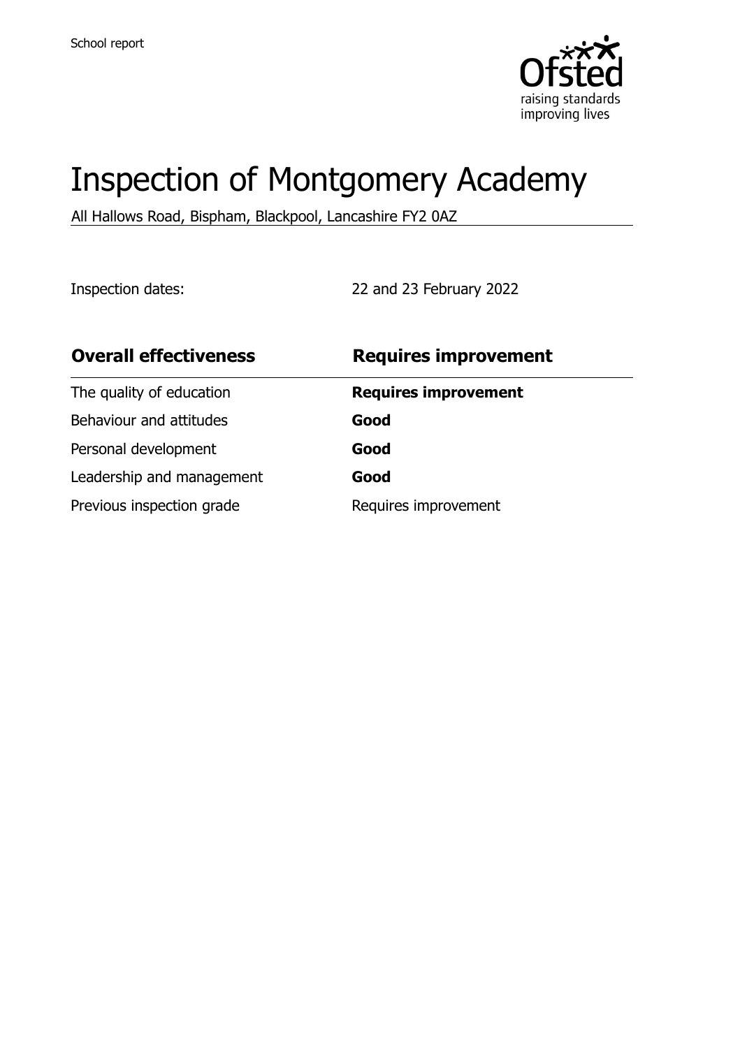School report

# Inspection of Montgomery Academy

All Hallows Road, Bispham, Blackpool, Lancashire FY2 0AZ

Inspection dates: 22 and 23 February 2022

| **Overall effectiveness** | **Requires improvement** |
| --- | --- |
| The quality of education | **Requires improvement** |
| Behaviour and attitudes | **Good** |
| Personal development | **Good** |
| Leadership and management | **Good** |
| Previous inspection grade | Requires improvement |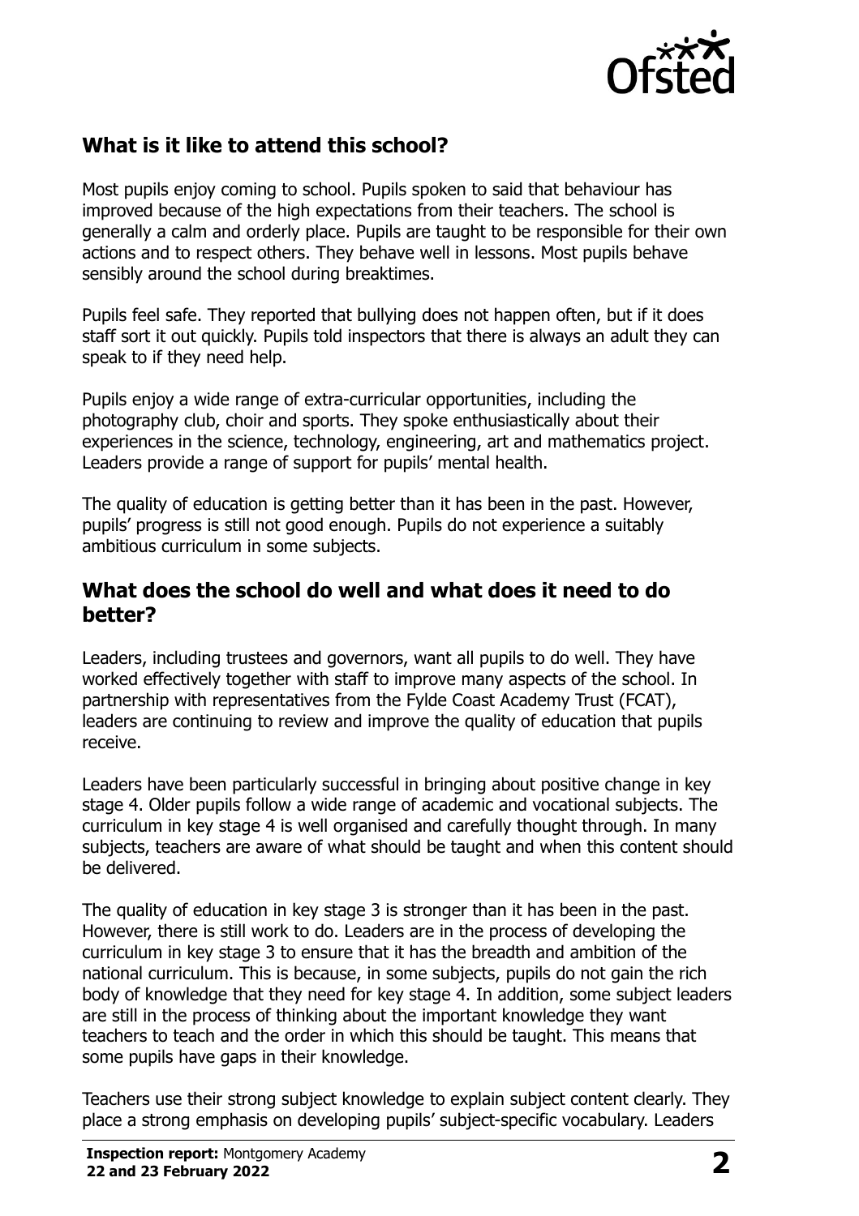## What is it like to attend this school?

Most pupils enjoy coming to school. Pupils spoken to said that behaviour has improved because of the high expectations from their teachers. The school is generally a calm and orderly place. Pupils are taught to be responsible for their own actions and to respect others. They behave well in lessons. Most pupils behave sensibly around the school during breaktimes.

Pupils feel safe. They reported that bullying does not happen often, but if it does staff sort it out quickly. Pupils told inspectors that there is always an adult they can speak to if they need help.

Pupils enjoy a wide range of extra-curricular opportunities, including the photography club, choir and sports. They spoke enthusiastically about their experiences in the science, technology, engineering, art and mathematics project. Leaders provide a range of support for pupils' mental health.

The quality of education is getting better than it has been in the past. However, pupils' progress is still not good enough. Pupils do not experience a suitably ambitious curriculum in some subjects.

## What does the school do well and what does it need to do better?

Leaders, including trustees and governors, want all pupils to do well. They have worked effectively together with staff to improve many aspects of the school. In partnership with representatives from the Fylde Coast Academy Trust (FCAT), leaders are continuing to review and improve the quality of education that pupils receive.

Leaders have been particularly successful in bringing about positive change in key stage 4. Older pupils follow a wide range of academic and vocational subjects. The curriculum in key stage 4 is well organised and carefully thought through. In many subjects, teachers are aware of what should be taught and when this content should be delivered.

The quality of education in key stage 3 is stronger than it has been in the past. However, there is still work to do. Leaders are in the process of developing the curriculum in key stage 3 to ensure that it has the breadth and ambition of the national curriculum. This is because, in some subjects, pupils do not gain the rich body of knowledge that they need for key stage 4. In addition, some subject leaders are still in the process of thinking about the important knowledge they want teachers to teach and the order in which this should be taught. This means that some pupils have gaps in their knowledge.

Teachers use their strong subject knowledge to explain subject content clearly. They place a strong emphasis on developing pupils' subject-specific vocabulary. Leaders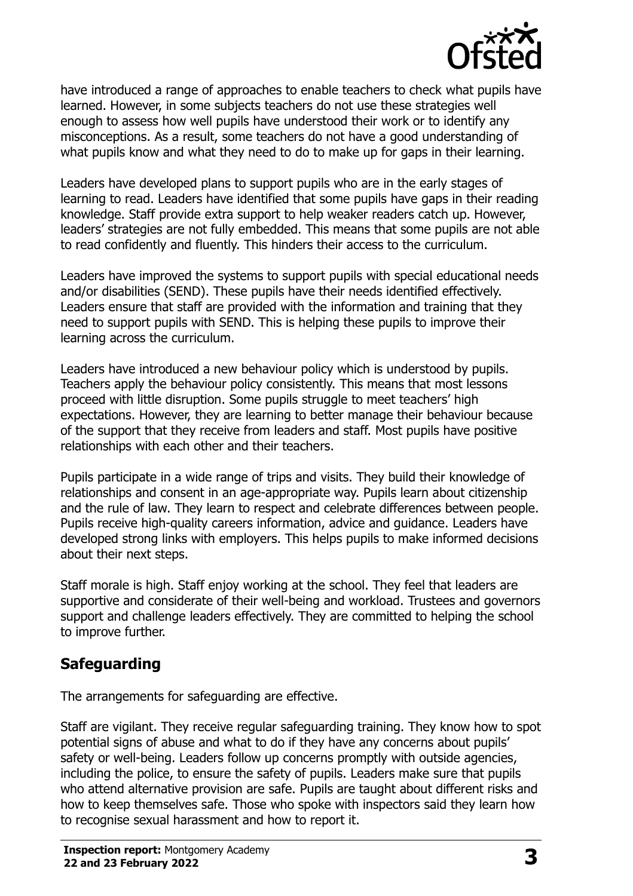have introduced a range of approaches to enable teachers to check what pupils have learned. However, in some subjects teachers do not use these strategies well enough to assess how well pupils have understood their work or to identify any misconceptions. As a result, some teachers do not have a good understanding of what pupils know and what they need to do to make up for gaps in their learning.

Leaders have developed plans to support pupils who are in the early stages of learning to read. Leaders have identified that some pupils have gaps in their reading knowledge. Staff provide extra support to help weaker readers catch up. However, leaders' strategies are not fully embedded. This means that some pupils are not able to read confidently and fluently. This hinders their access to the curriculum.

Leaders have improved the systems to support pupils with special educational needs and/or disabilities (SEND). These pupils have their needs identified effectively. Leaders ensure that staff are provided with the information and training that they need to support pupils with SEND. This is helping these pupils to improve their learning across the curriculum.

Leaders have introduced a new behaviour policy which is understood by pupils. Teachers apply the behaviour policy consistently. This means that most lessons proceed with little disruption. Some pupils struggle to meet teachers' high expectations. However, they are learning to better manage their behaviour because of the support that they receive from leaders and staff. Most pupils have positive relationships with each other and their teachers.

Pupils participate in a wide range of trips and visits. They build their knowledge of relationships and consent in an age-appropriate way. Pupils learn about citizenship and the rule of law. They learn to respect and celebrate differences between people. Pupils receive high-quality careers information, advice and guidance. Leaders have developed strong links with employers. This helps pupils to make informed decisions about their next steps.

Staff morale is high. Staff enjoy working at the school. They feel that leaders are supportive and considerate of their well-being and workload. Trustees and governors support and challenge leaders effectively. They are committed to helping the school to improve further.

## Safeguarding

The arrangements for safeguarding are effective.

Staff are vigilant. They receive regular safeguarding training. They know how to spot potential signs of abuse and what to do if they have any concerns about pupils' safety or well-being. Leaders follow up concerns promptly with outside agencies, including the police, to ensure the safety of pupils. Leaders make sure that pupils who attend alternative provision are safe. Pupils are taught about different risks and how to keep themselves safe. Those who spoke with inspectors said they learn how to recognise sexual harassment and how to report it.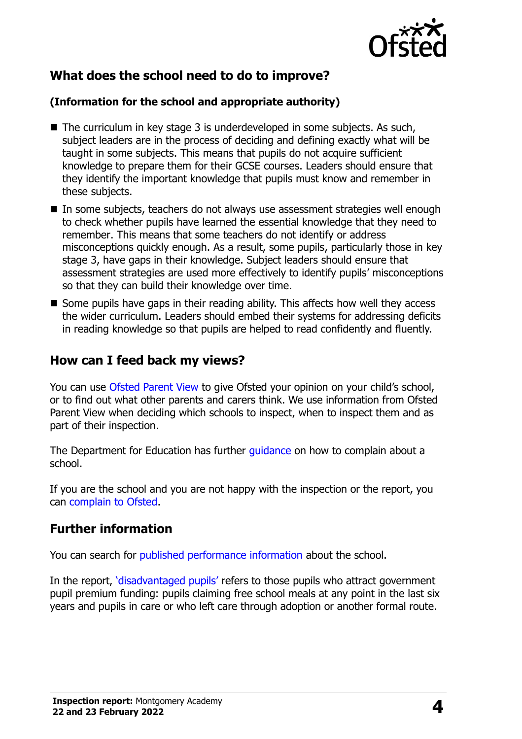## What does the school need to do to improve?

**(Information for the school and appropriate authority)**

- The curriculum in key stage 3 is underdeveloped in some subjects. As such, subject leaders are in the process of deciding and defining exactly what will be taught in some subjects. This means that pupils do not acquire sufficient knowledge to prepare them for their GCSE courses. Leaders should ensure that they identify the important knowledge that pupils must know and remember in these subjects.
- In some subjects, teachers do not always use assessment strategies well enough to check whether pupils have learned the essential knowledge that they need to remember. This means that some teachers do not identify or address misconceptions quickly enough. As a result, some pupils, particularly those in key stage 3, have gaps in their knowledge. Subject leaders should ensure that assessment strategies are used more effectively to identify pupils' misconceptions so that they can build their knowledge over time.
- Some pupils have gaps in their reading ability. This affects how well they access the wider curriculum. Leaders should embed their systems for addressing deficits in reading knowledge so that pupils are helped to read confidently and fluently.

## How can I feed back my views?

You can use Ofsted Parent View to give Ofsted your opinion on your child's school, or to find out what other parents and carers think. We use information from Ofsted Parent View when deciding which schools to inspect, when to inspect them and as part of their inspection.

The Department for Education has further guidance on how to complain about a school.

If you are the school and you are not happy with the inspection or the report, you can complain to Ofsted.

## Further information

You can search for published performance information about the school.

In the report, 'disadvantaged pupils' refers to those pupils who attract government pupil premium funding: pupils claiming free school meals at any point in the last six years and pupils in care or who left care through adoption or another formal route.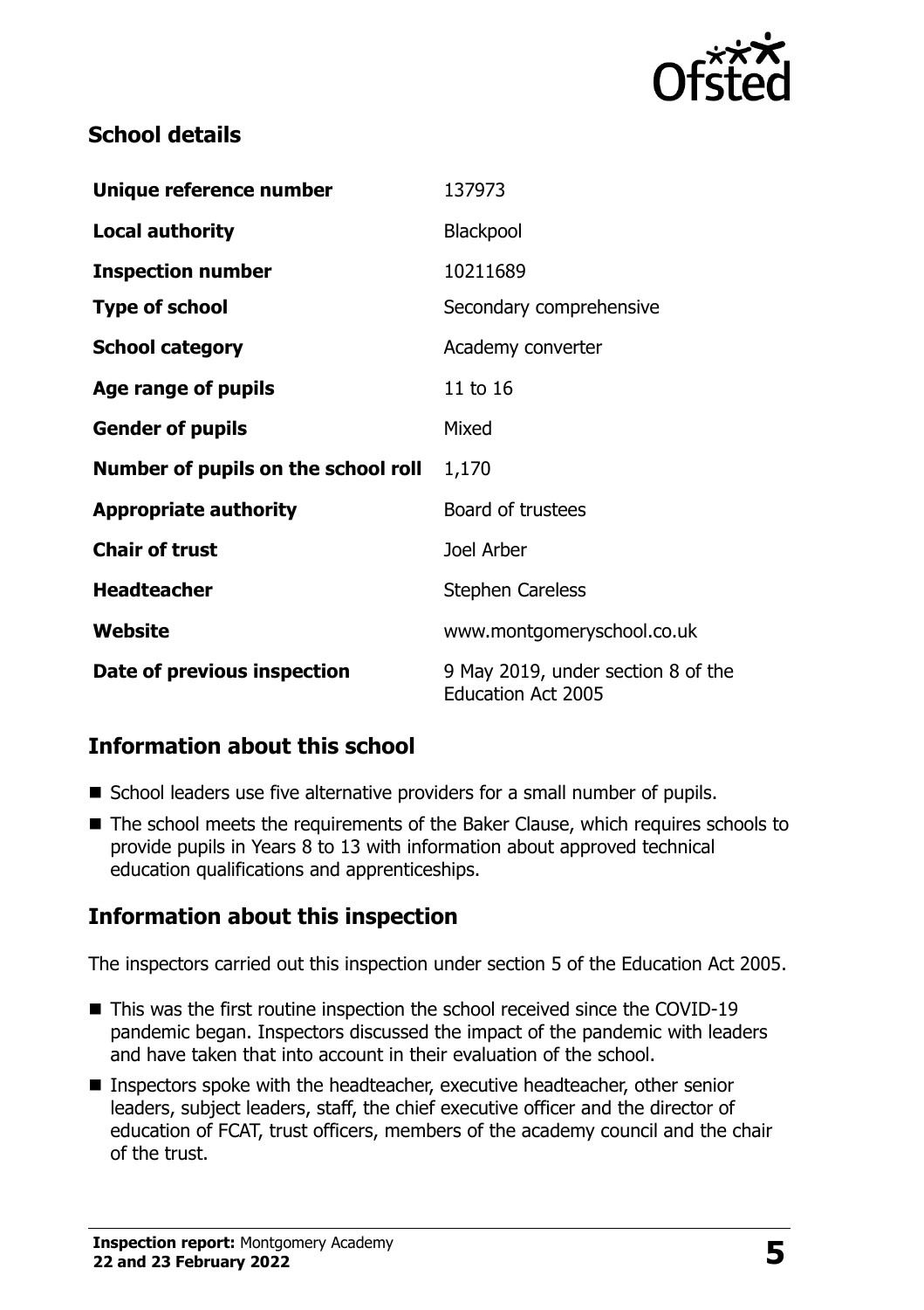## School details

| | |
|---|---|
| **Unique reference number** | 137973 |
| **Local authority** | Blackpool |
| **Inspection number** | 10211689 |
| **Type of school** | Secondary comprehensive |
| **School category** | Academy converter |
| **Age range of pupils** | 11 to 16 |
| **Gender of pupils** | Mixed |
| **Number of pupils on the school roll** | 1,170 |
| **Appropriate authority** | Board of trustees |
| **Chair of trust** | Joel Arber |
| **Headteacher** | Stephen Careless |
| **Website** | www.montgomeryschool.co.uk |
| **Date of previous inspection** | 9 May 2019, under section 8 of the Education Act 2005 |

## Information about this school

- School leaders use five alternative providers for a small number of pupils.
- The school meets the requirements of the Baker Clause, which requires schools to provide pupils in Years 8 to 13 with information about approved technical education qualifications and apprenticeships.

## Information about this inspection

The inspectors carried out this inspection under section 5 of the Education Act 2005.

- This was the first routine inspection the school received since the COVID-19 pandemic began. Inspectors discussed the impact of the pandemic with leaders and have taken that into account in their evaluation of the school.
- Inspectors spoke with the headteacher, executive headteacher, other senior leaders, subject leaders, staff, the chief executive officer and the director of education of FCAT, trust officers, members of the academy council and the chair of the trust.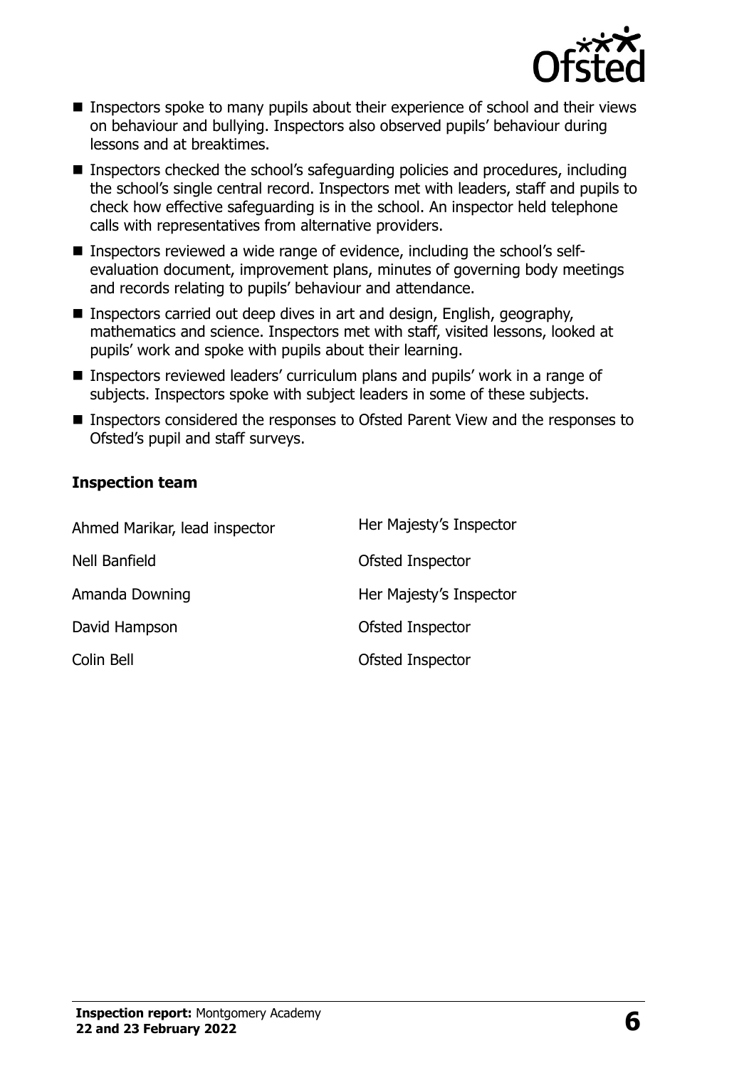- Inspectors spoke to many pupils about their experience of school and their views on behaviour and bullying. Inspectors also observed pupils' behaviour during lessons and at breaktimes.
- Inspectors checked the school's safeguarding policies and procedures, including the school's single central record. Inspectors met with leaders, staff and pupils to check how effective safeguarding is in the school. An inspector held telephone calls with representatives from alternative providers.
- Inspectors reviewed a wide range of evidence, including the school's self-evaluation document, improvement plans, minutes of governing body meetings and records relating to pupils' behaviour and attendance.
- Inspectors carried out deep dives in art and design, English, geography, mathematics and science. Inspectors met with staff, visited lessons, looked at pupils' work and spoke with pupils about their learning.
- Inspectors reviewed leaders' curriculum plans and pupils' work in a range of subjects. Inspectors spoke with subject leaders in some of these subjects.
- Inspectors considered the responses to Ofsted Parent View and the responses to Ofsted's pupil and staff surveys.

### Inspection team

| | |
|---|---|
| Ahmed Marikar, lead inspector | Her Majesty's Inspector |
| Nell Banfield | Ofsted Inspector |
| Amanda Downing | Her Majesty's Inspector |
| David Hampson | Ofsted Inspector |
| Colin Bell | Ofsted Inspector |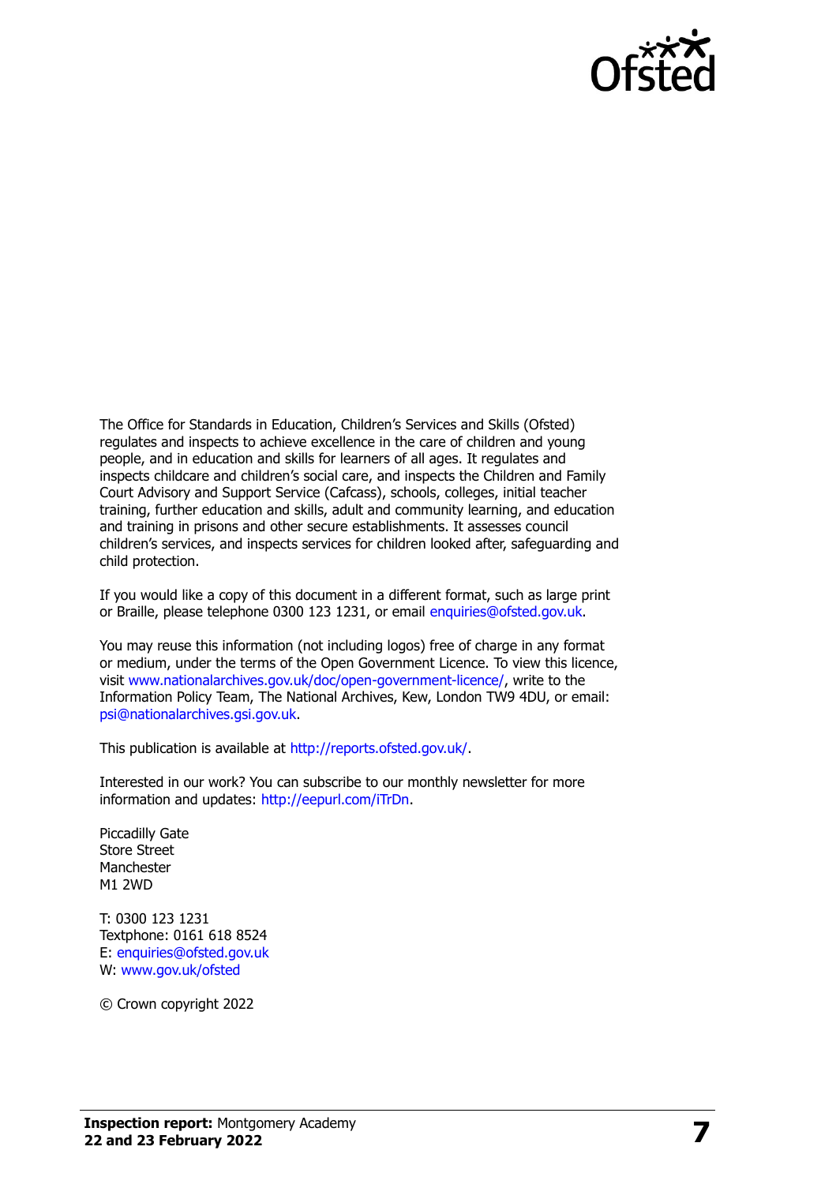The Office for Standards in Education, Children's Services and Skills (Ofsted) regulates and inspects to achieve excellence in the care of children and young people, and in education and skills for learners of all ages. It regulates and inspects childcare and children's social care, and inspects the Children and Family Court Advisory and Support Service (Cafcass), schools, colleges, initial teacher training, further education and skills, adult and community learning, and education and training in prisons and other secure establishments. It assesses council children's services, and inspects services for children looked after, safeguarding and child protection.

If you would like a copy of this document in a different format, such as large print or Braille, please telephone 0300 123 1231, or email enquiries@ofsted.gov.uk.

You may reuse this information (not including logos) free of charge in any format or medium, under the terms of the Open Government Licence. To view this licence, visit www.nationalarchives.gov.uk/doc/open-government-licence/, write to the Information Policy Team, The National Archives, Kew, London TW9 4DU, or email: psi@nationalarchives.gsi.gov.uk.

This publication is available at http://reports.ofsted.gov.uk/.

Interested in our work? You can subscribe to our monthly newsletter for more information and updates: http://eepurl.com/iTrDn.

Piccadilly Gate
Store Street
Manchester
M1 2WD

T: 0300 123 1231
Textphone: 0161 618 8524
E: enquiries@ofsted.gov.uk
W: www.gov.uk/ofsted

© Crown copyright 2022